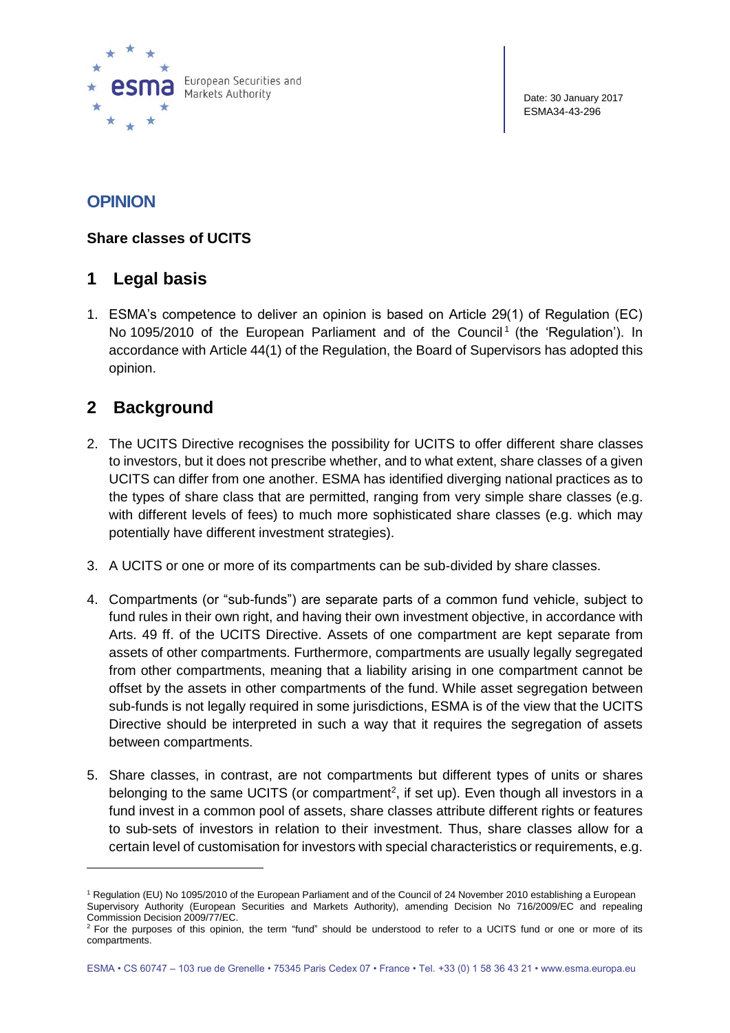European Securities and Markets Authority

Date: 30 January 2017
ESMA34-43-296

# OPINION

**Share classes of UCITS**

## 1 Legal basis

1. ESMA's competence to deliver an opinion is based on Article 29(1) of Regulation (EC) No 1095/2010 of the European Parliament and of the Council[1] (the 'Regulation'). In accordance with Article 44(1) of the Regulation, the Board of Supervisors has adopted this opinion.

## 2 Background

2. The UCITS Directive recognises the possibility for UCITS to offer different share classes to investors, but it does not prescribe whether, and to what extent, share classes of a given UCITS can differ from one another. ESMA has identified diverging national practices as to the types of share class that are permitted, ranging from very simple share classes (e.g. with different levels of fees) to much more sophisticated share classes (e.g. which may potentially have different investment strategies).

3. A UCITS or one or more of its compartments can be sub-divided by share classes.

4. Compartments (or "sub-funds") are separate parts of a common fund vehicle, subject to fund rules in their own right, and having their own investment objective, in accordance with Arts. 49 ff. of the UCITS Directive. Assets of one compartment are kept separate from assets of other compartments. Furthermore, compartments are usually legally segregated from other compartments, meaning that a liability arising in one compartment cannot be offset by the assets in other compartments of the fund. While asset segregation between sub-funds is not legally required in some jurisdictions, ESMA is of the view that the UCITS Directive should be interpreted in such a way that it requires the segregation of assets between compartments.

5. Share classes, in contrast, are not compartments but different types of units or shares belonging to the same UCITS (or compartment[2], if set up). Even though all investors in a fund invest in a common pool of assets, share classes attribute different rights or features to sub-sets of investors in relation to their investment. Thus, share classes allow for a certain level of customisation for investors with special characteristics or requirements, e.g.

---

[1] Regulation (EU) No 1095/2010 of the European Parliament and of the Council of 24 November 2010 establishing a European Supervisory Authority (European Securities and Markets Authority), amending Decision No 716/2009/EC and repealing Commission Decision 2009/77/EC.

[2] For the purposes of this opinion, the term "fund" should be understood to refer to a UCITS fund or one or more of its compartments.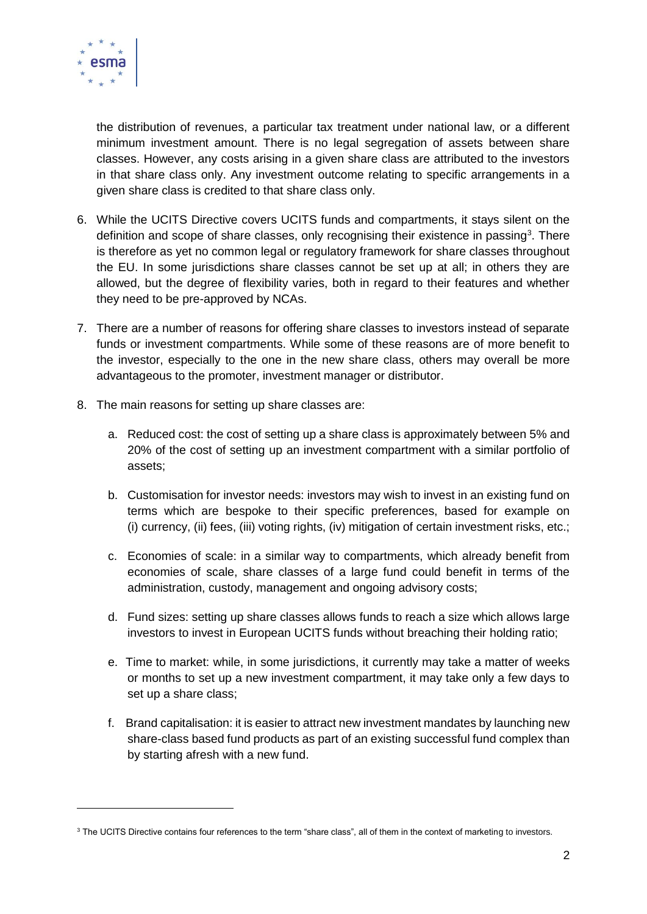the distribution of revenues, a particular tax treatment under national law, or a different minimum investment amount. There is no legal segregation of assets between share classes. However, any costs arising in a given share class are attributed to the investors in that share class only. Any investment outcome relating to specific arrangements in a given share class is credited to that share class only.

6. While the UCITS Directive covers UCITS funds and compartments, it stays silent on the definition and scope of share classes, only recognising their existence in passing[3]. There is therefore as yet no common legal or regulatory framework for share classes throughout the EU. In some jurisdictions share classes cannot be set up at all; in others they are allowed, but the degree of flexibility varies, both in regard to their features and whether they need to be pre-approved by NCAs.

7. There are a number of reasons for offering share classes to investors instead of separate funds or investment compartments. While some of these reasons are of more benefit to the investor, especially to the one in the new share class, others may overall be more advantageous to the promoter, investment manager or distributor.

8. The main reasons for setting up share classes are:

   a. Reduced cost: the cost of setting up a share class is approximately between 5% and 20% of the cost of setting up an investment compartment with a similar portfolio of assets;

   b. Customisation for investor needs: investors may wish to invest in an existing fund on terms which are bespoke to their specific preferences, based for example on (i) currency, (ii) fees, (iii) voting rights, (iv) mitigation of certain investment risks, etc.;

   c. Economies of scale: in a similar way to compartments, which already benefit from economies of scale, share classes of a large fund could benefit in terms of the administration, custody, management and ongoing advisory costs;

   d. Fund sizes: setting up share classes allows funds to reach a size which allows large investors to invest in European UCITS funds without breaching their holding ratio;

   e. Time to market: while, in some jurisdictions, it currently may take a matter of weeks or months to set up a new investment compartment, it may take only a few days to set up a share class;

   f. Brand capitalisation: it is easier to attract new investment mandates by launching new share-class based fund products as part of an existing successful fund complex than by starting afresh with a new fund.

[3] The UCITS Directive contains four references to the term "share class", all of them in the context of marketing to investors.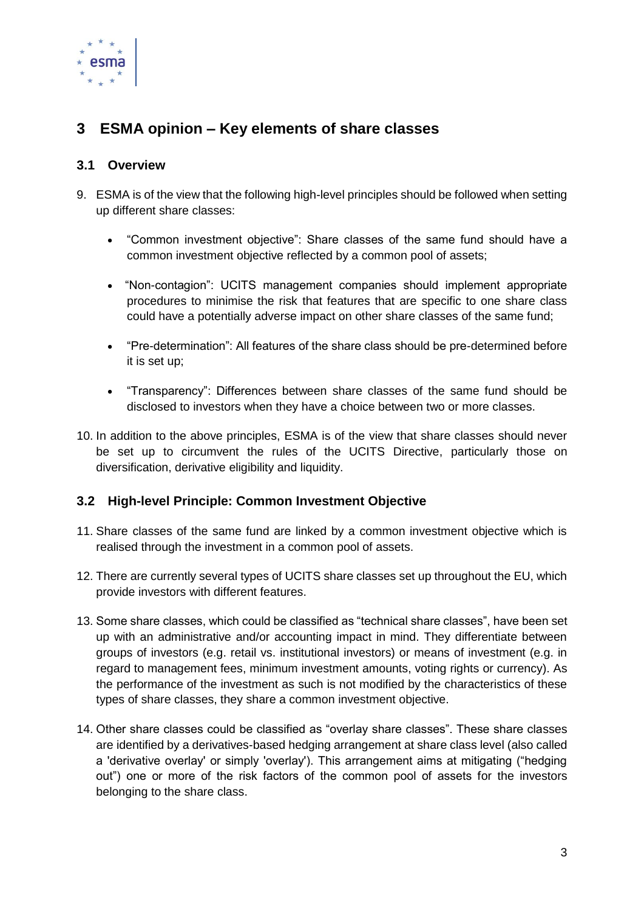# 3 ESMA opinion – Key elements of share classes

## 3.1 Overview

9. ESMA is of the view that the following high-level principles should be followed when setting up different share classes:

   - "Common investment objective": Share classes of the same fund should have a common investment objective reflected by a common pool of assets;
   - "Non-contagion": UCITS management companies should implement appropriate procedures to minimise the risk that features that are specific to one share class could have a potentially adverse impact on other share classes of the same fund;
   - "Pre-determination": All features of the share class should be pre-determined before it is set up;
   - "Transparency": Differences between share classes of the same fund should be disclosed to investors when they have a choice between two or more classes.

10. In addition to the above principles, ESMA is of the view that share classes should never be set up to circumvent the rules of the UCITS Directive, particularly those on diversification, derivative eligibility and liquidity.

## 3.2 High-level Principle: Common Investment Objective

11. Share classes of the same fund are linked by a common investment objective which is realised through the investment in a common pool of assets.

12. There are currently several types of UCITS share classes set up throughout the EU, which provide investors with different features.

13. Some share classes, which could be classified as "technical share classes", have been set up with an administrative and/or accounting impact in mind. They differentiate between groups of investors (e.g. retail vs. institutional investors) or means of investment (e.g. in regard to management fees, minimum investment amounts, voting rights or currency). As the performance of the investment as such is not modified by the characteristics of these types of share classes, they share a common investment objective.

14. Other share classes could be classified as "overlay share classes". These share classes are identified by a derivatives-based hedging arrangement at share class level (also called a 'derivative overlay' or simply 'overlay'). This arrangement aims at mitigating ("hedging out") one or more of the risk factors of the common pool of assets for the investors belonging to the share class.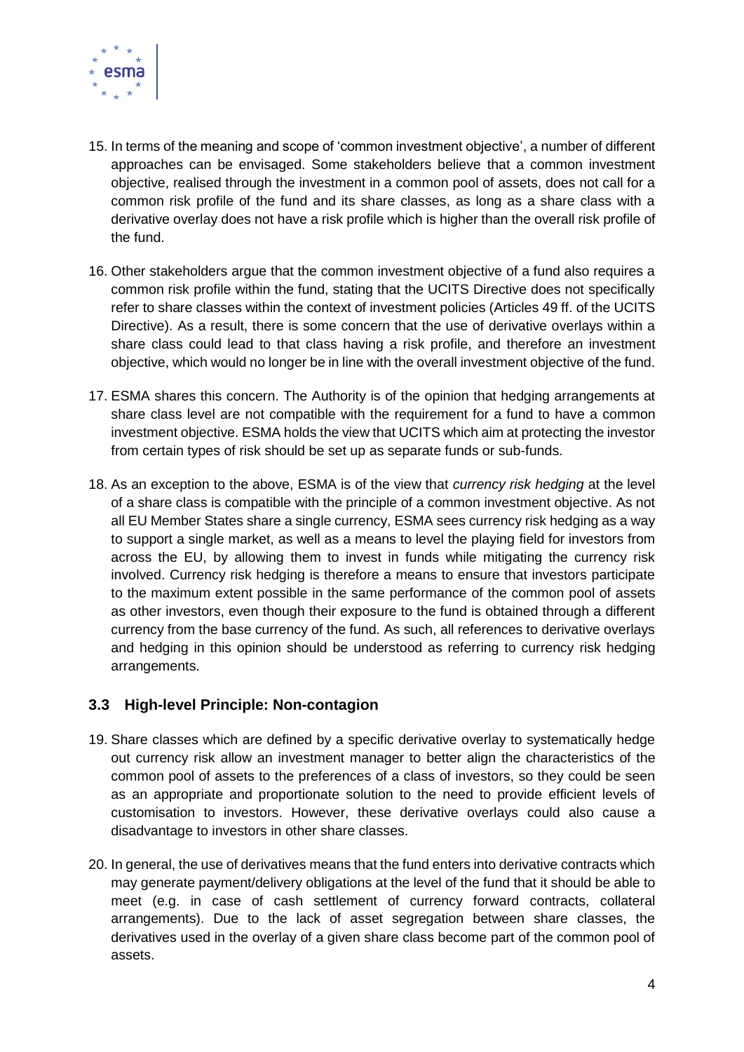15. In terms of the meaning and scope of 'common investment objective', a number of different approaches can be envisaged. Some stakeholders believe that a common investment objective, realised through the investment in a common pool of assets, does not call for a common risk profile of the fund and its share classes, as long as a share class with a derivative overlay does not have a risk profile which is higher than the overall risk profile of the fund.

16. Other stakeholders argue that the common investment objective of a fund also requires a common risk profile within the fund, stating that the UCITS Directive does not specifically refer to share classes within the context of investment policies (Articles 49 ff. of the UCITS Directive). As a result, there is some concern that the use of derivative overlays within a share class could lead to that class having a risk profile, and therefore an investment objective, which would no longer be in line with the overall investment objective of the fund.

17. ESMA shares this concern. The Authority is of the opinion that hedging arrangements at share class level are not compatible with the requirement for a fund to have a common investment objective. ESMA holds the view that UCITS which aim at protecting the investor from certain types of risk should be set up as separate funds or sub-funds.

18. As an exception to the above, ESMA is of the view that *currency risk hedging* at the level of a share class is compatible with the principle of a common investment objective. As not all EU Member States share a single currency, ESMA sees currency risk hedging as a way to support a single market, as well as a means to level the playing field for investors from across the EU, by allowing them to invest in funds while mitigating the currency risk involved. Currency risk hedging is therefore a means to ensure that investors participate to the maximum extent possible in the same performance of the common pool of assets as other investors, even though their exposure to the fund is obtained through a different currency from the base currency of the fund. As such, all references to derivative overlays and hedging in this opinion should be understood as referring to currency risk hedging arrangements.

### 3.3 High-level Principle: Non-contagion

19. Share classes which are defined by a specific derivative overlay to systematically hedge out currency risk allow an investment manager to better align the characteristics of the common pool of assets to the preferences of a class of investors, so they could be seen as an appropriate and proportionate solution to the need to provide efficient levels of customisation to investors. However, these derivative overlays could also cause a disadvantage to investors in other share classes.

20. In general, the use of derivatives means that the fund enters into derivative contracts which may generate payment/delivery obligations at the level of the fund that it should be able to meet (e.g. in case of cash settlement of currency forward contracts, collateral arrangements). Due to the lack of asset segregation between share classes, the derivatives used in the overlay of a given share class become part of the common pool of assets.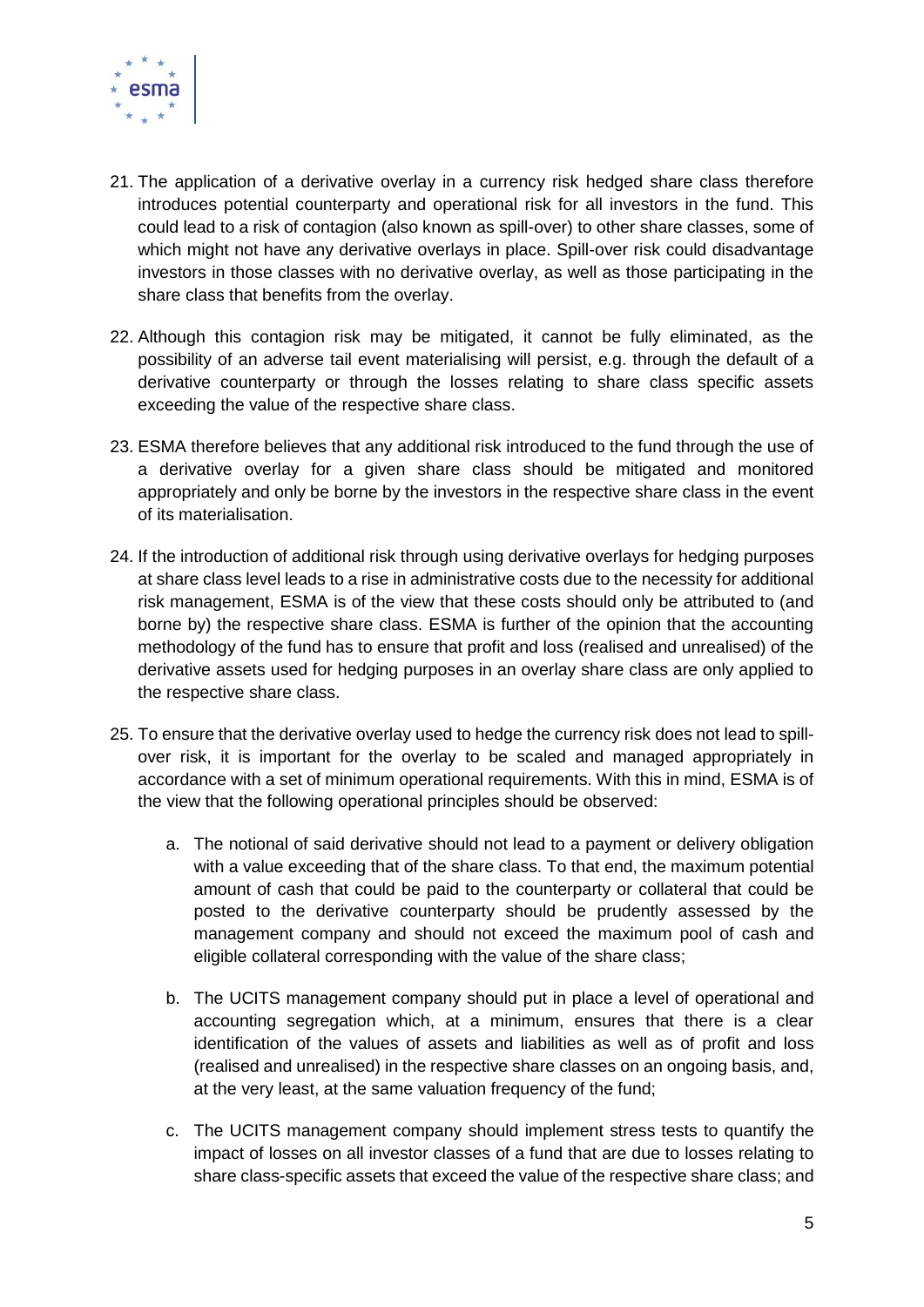21. The application of a derivative overlay in a currency risk hedged share class therefore introduces potential counterparty and operational risk for all investors in the fund. This could lead to a risk of contagion (also known as spill-over) to other share classes, some of which might not have any derivative overlays in place. Spill-over risk could disadvantage investors in those classes with no derivative overlay, as well as those participating in the share class that benefits from the overlay.

22. Although this contagion risk may be mitigated, it cannot be fully eliminated, as the possibility of an adverse tail event materialising will persist, e.g. through the default of a derivative counterparty or through the losses relating to share class specific assets exceeding the value of the respective share class.

23. ESMA therefore believes that any additional risk introduced to the fund through the use of a derivative overlay for a given share class should be mitigated and monitored appropriately and only be borne by the investors in the respective share class in the event of its materialisation.

24. If the introduction of additional risk through using derivative overlays for hedging purposes at share class level leads to a rise in administrative costs due to the necessity for additional risk management, ESMA is of the view that these costs should only be attributed to (and borne by) the respective share class. ESMA is further of the opinion that the accounting methodology of the fund has to ensure that profit and loss (realised and unrealised) of the derivative assets used for hedging purposes in an overlay share class are only applied to the respective share class.

25. To ensure that the derivative overlay used to hedge the currency risk does not lead to spill-over risk, it is important for the overlay to be scaled and managed appropriately in accordance with a set of minimum operational requirements. With this in mind, ESMA is of the view that the following operational principles should be observed:

    a. The notional of said derivative should not lead to a payment or delivery obligation with a value exceeding that of the share class. To that end, the maximum potential amount of cash that could be paid to the counterparty or collateral that could be posted to the derivative counterparty should be prudently assessed by the management company and should not exceed the maximum pool of cash and eligible collateral corresponding with the value of the share class;

    b. The UCITS management company should put in place a level of operational and accounting segregation which, at a minimum, ensures that there is a clear identification of the values of assets and liabilities as well as of profit and loss (realised and unrealised) in the respective share classes on an ongoing basis, and, at the very least, at the same valuation frequency of the fund;

    c. The UCITS management company should implement stress tests to quantify the impact of losses on all investor classes of a fund that are due to losses relating to share class-specific assets that exceed the value of the respective share class; and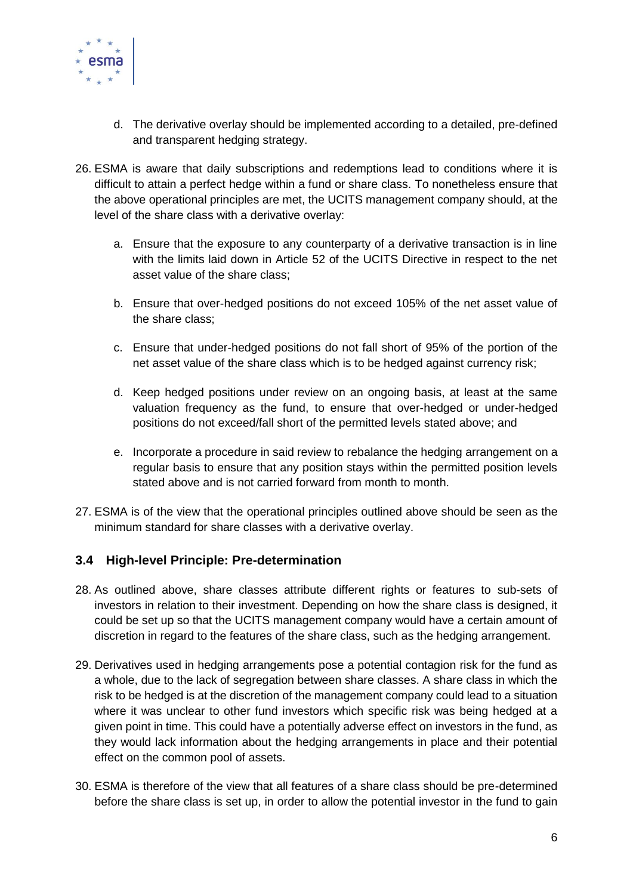d. The derivative overlay should be implemented according to a detailed, pre-defined and transparent hedging strategy.

26. ESMA is aware that daily subscriptions and redemptions lead to conditions where it is difficult to attain a perfect hedge within a fund or share class. To nonetheless ensure that the above operational principles are met, the UCITS management company should, at the level of the share class with a derivative overlay:

    a. Ensure that the exposure to any counterparty of a derivative transaction is in line with the limits laid down in Article 52 of the UCITS Directive in respect to the net asset value of the share class;

    b. Ensure that over-hedged positions do not exceed 105% of the net asset value of the share class;

    c. Ensure that under-hedged positions do not fall short of 95% of the portion of the net asset value of the share class which is to be hedged against currency risk;

    d. Keep hedged positions under review on an ongoing basis, at least at the same valuation frequency as the fund, to ensure that over-hedged or under-hedged positions do not exceed/fall short of the permitted levels stated above; and

    e. Incorporate a procedure in said review to rebalance the hedging arrangement on a regular basis to ensure that any position stays within the permitted position levels stated above and is not carried forward from month to month.

27. ESMA is of the view that the operational principles outlined above should be seen as the minimum standard for share classes with a derivative overlay.

### 3.4 High-level Principle: Pre-determination

28. As outlined above, share classes attribute different rights or features to sub-sets of investors in relation to their investment. Depending on how the share class is designed, it could be set up so that the UCITS management company would have a certain amount of discretion in regard to the features of the share class, such as the hedging arrangement.

29. Derivatives used in hedging arrangements pose a potential contagion risk for the fund as a whole, due to the lack of segregation between share classes. A share class in which the risk to be hedged is at the discretion of the management company could lead to a situation where it was unclear to other fund investors which specific risk was being hedged at a given point in time. This could have a potentially adverse effect on investors in the fund, as they would lack information about the hedging arrangements in place and their potential effect on the common pool of assets.

30. ESMA is therefore of the view that all features of a share class should be pre-determined before the share class is set up, in order to allow the potential investor in the fund to gain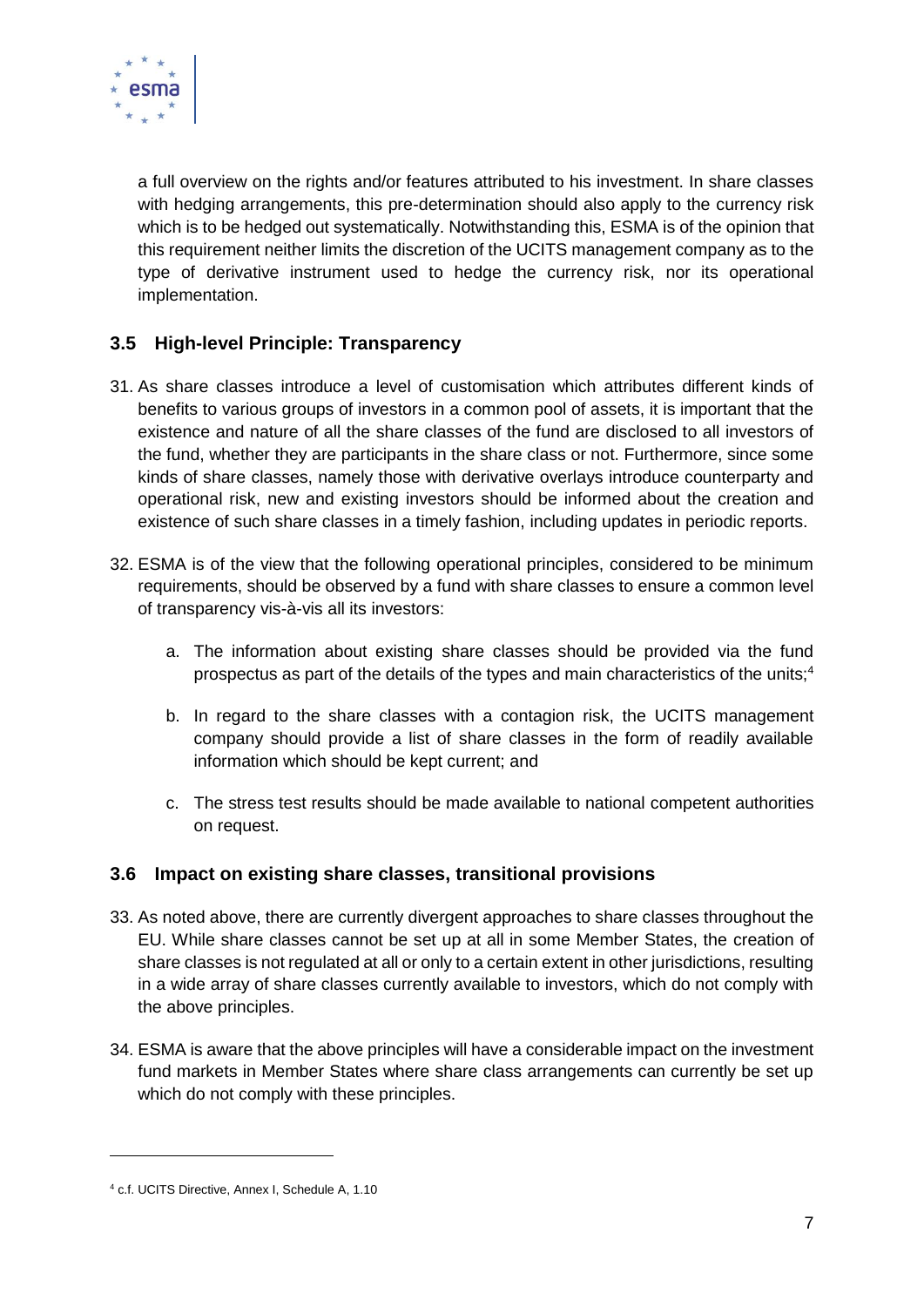a full overview on the rights and/or features attributed to his investment. In share classes with hedging arrangements, this pre-determination should also apply to the currency risk which is to be hedged out systematically. Notwithstanding this, ESMA is of the opinion that this requirement neither limits the discretion of the UCITS management company as to the type of derivative instrument used to hedge the currency risk, nor its operational implementation.

## 3.5 High-level Principle: Transparency

31. As share classes introduce a level of customisation which attributes different kinds of benefits to various groups of investors in a common pool of assets, it is important that the existence and nature of all the share classes of the fund are disclosed to all investors of the fund, whether they are participants in the share class or not. Furthermore, since some kinds of share classes, namely those with derivative overlays introduce counterparty and operational risk, new and existing investors should be informed about the creation and existence of such share classes in a timely fashion, including updates in periodic reports.

32. ESMA is of the view that the following operational principles, considered to be minimum requirements, should be observed by a fund with share classes to ensure a common level of transparency vis-à-vis all its investors:

    a. The information about existing share classes should be provided via the fund prospectus as part of the details of the types and main characteristics of the units;[4]

    b. In regard to the share classes with a contagion risk, the UCITS management company should provide a list of share classes in the form of readily available information which should be kept current; and

    c. The stress test results should be made available to national competent authorities on request.

## 3.6 Impact on existing share classes, transitional provisions

33. As noted above, there are currently divergent approaches to share classes throughout the EU. While share classes cannot be set up at all in some Member States, the creation of share classes is not regulated at all or only to a certain extent in other jurisdictions, resulting in a wide array of share classes currently available to investors, which do not comply with the above principles.

34. ESMA is aware that the above principles will have a considerable impact on the investment fund markets in Member States where share class arrangements can currently be set up which do not comply with these principles.

---

[4] c.f. UCITS Directive, Annex I, Schedule A, 1.10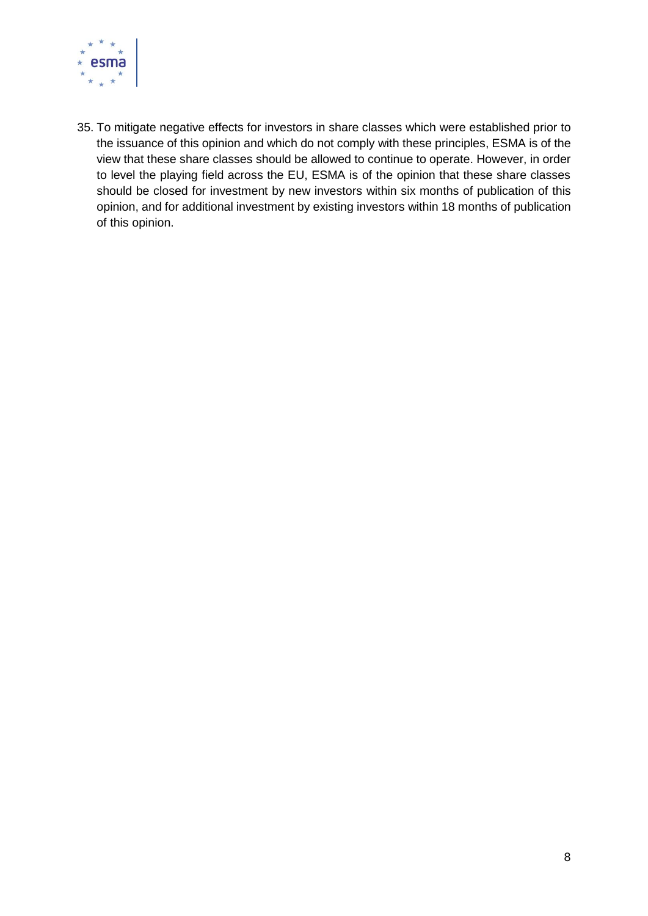35. To mitigate negative effects for investors in share classes which were established prior to the issuance of this opinion and which do not comply with these principles, ESMA is of the view that these share classes should be allowed to continue to operate. However, in order to level the playing field across the EU, ESMA is of the opinion that these share classes should be closed for investment by new investors within six months of publication of this opinion, and for additional investment by existing investors within 18 months of publication of this opinion.